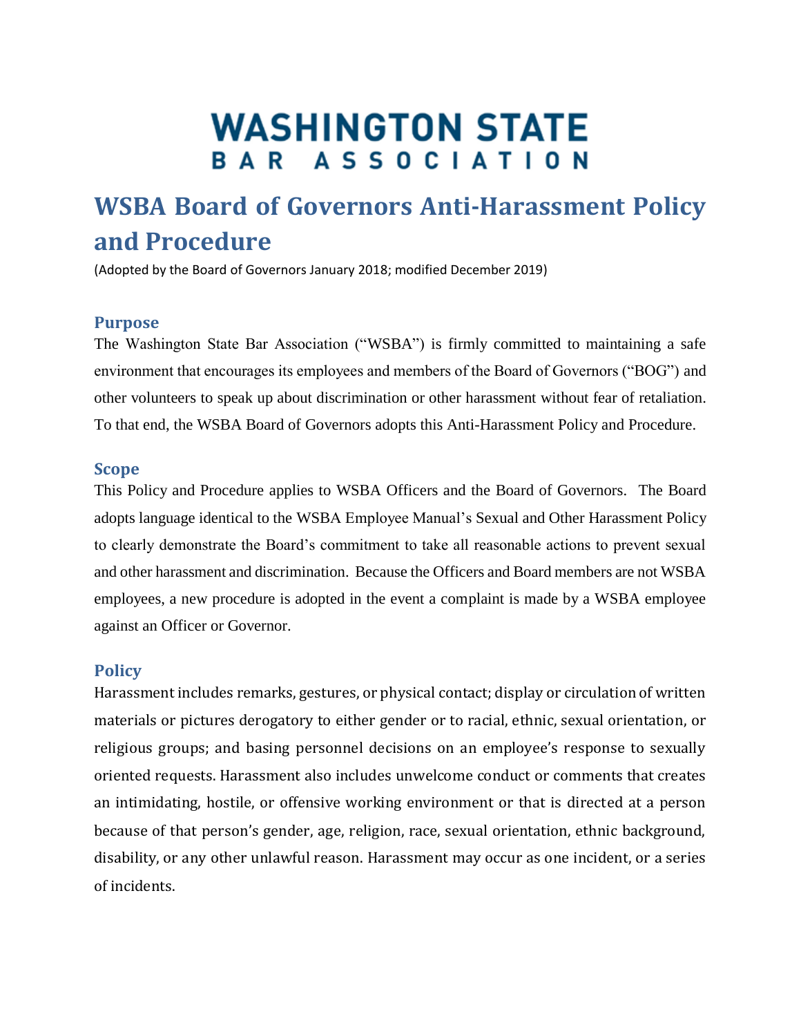# WASHINGTON STATE BAR ASSOCIATION

# WSBA Board of Governors Anti-Harassment Policy and Procedure

(Adopted by the Board of Governors January 2018; modified December 2019)

## Purpose

The Washington State Bar Association ("WSBA") is firmly committed to maintaining a safe environment that encourages its employees and members of the Board of Governors ("BOG") and other volunteers to speak up about discrimination or other harassment without fear of retaliation. To that end, the WSBA Board of Governors adopts this Anti-Harassment Policy and Procedure.

## Scope

This Policy and Procedure applies to WSBA Officers and the Board of Governors. The Board adopts language identical to the WSBA Employee Manual's Sexual and Other Harassment Policy to clearly demonstrate the Board's commitment to take all reasonable actions to prevent sexual and other harassment and discrimination. Because the Officers and Board members are not WSBA employees, a new procedure is adopted in the event a complaint is made by a WSBA employee against an Officer or Governor.

## Policy

Harassment includes remarks, gestures, or physical contact; display or circulation of written materials or pictures derogatory to either gender or to racial, ethnic, sexual orientation, or religious groups; and basing personnel decisions on an employee's response to sexually oriented requests. Harassment also includes unwelcome conduct or comments that creates an intimidating, hostile, or offensive working environment or that is directed at a person because of that person's gender, age, religion, race, sexual orientation, ethnic background, disability, or any other unlawful reason. Harassment may occur as one incident, or a series of incidents.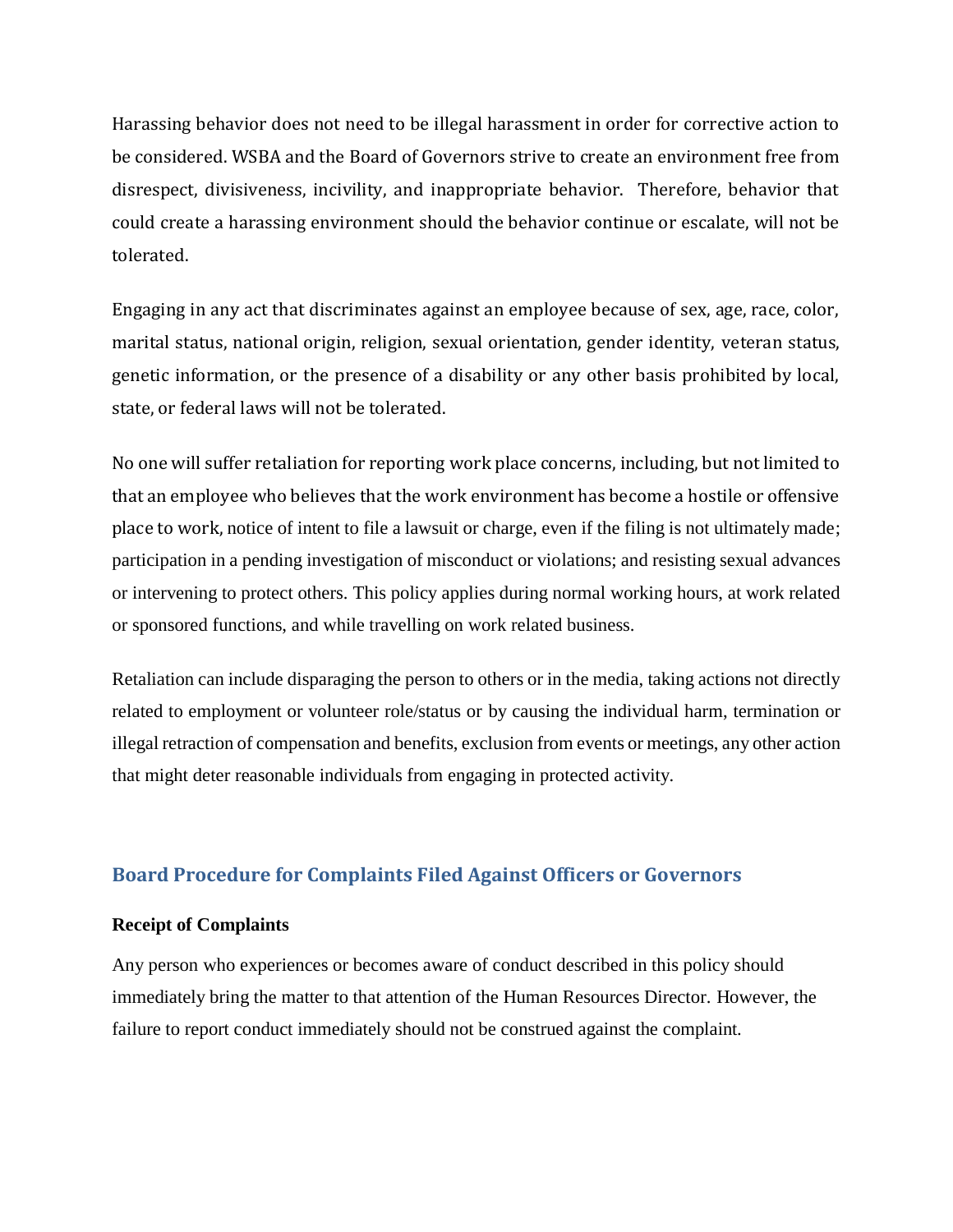Harassing behavior does not need to be illegal harassment in order for corrective action to be considered. WSBA and the Board of Governors strive to create an environment free from disrespect, divisiveness, incivility, and inappropriate behavior. Therefore, behavior that could create a harassing environment should the behavior continue or escalate, will not be tolerated.

Engaging in any act that discriminates against an employee because of sex, age, race, color, marital status, national origin, religion, sexual orientation, gender identity, veteran status, genetic information, or the presence of a disability or any other basis prohibited by local, state, or federal laws will not be tolerated.

No one will suffer retaliation for reporting work place concerns, including, but not limited to that an employee who believes that the work environment has become a hostile or offensive place to work, notice of intent to file a lawsuit or charge, even if the filing is not ultimately made; participation in a pending investigation of misconduct or violations; and resisting sexual advances or intervening to protect others. This policy applies during normal working hours, at work related or sponsored functions, and while travelling on work related business.

Retaliation can include disparaging the person to others or in the media, taking actions not directly related to employment or volunteer role/status or by causing the individual harm, termination or illegal retraction of compensation and benefits, exclusion from events or meetings, any other action that might deter reasonable individuals from engaging in protected activity.

## Board Procedure for Complaints Filed Against Officers or Governors

**Receipt of Complaints**

Any person who experiences or becomes aware of conduct described in this policy should immediately bring the matter to that attention of the Human Resources Director. However, the failure to report conduct immediately should not be construed against the complaint.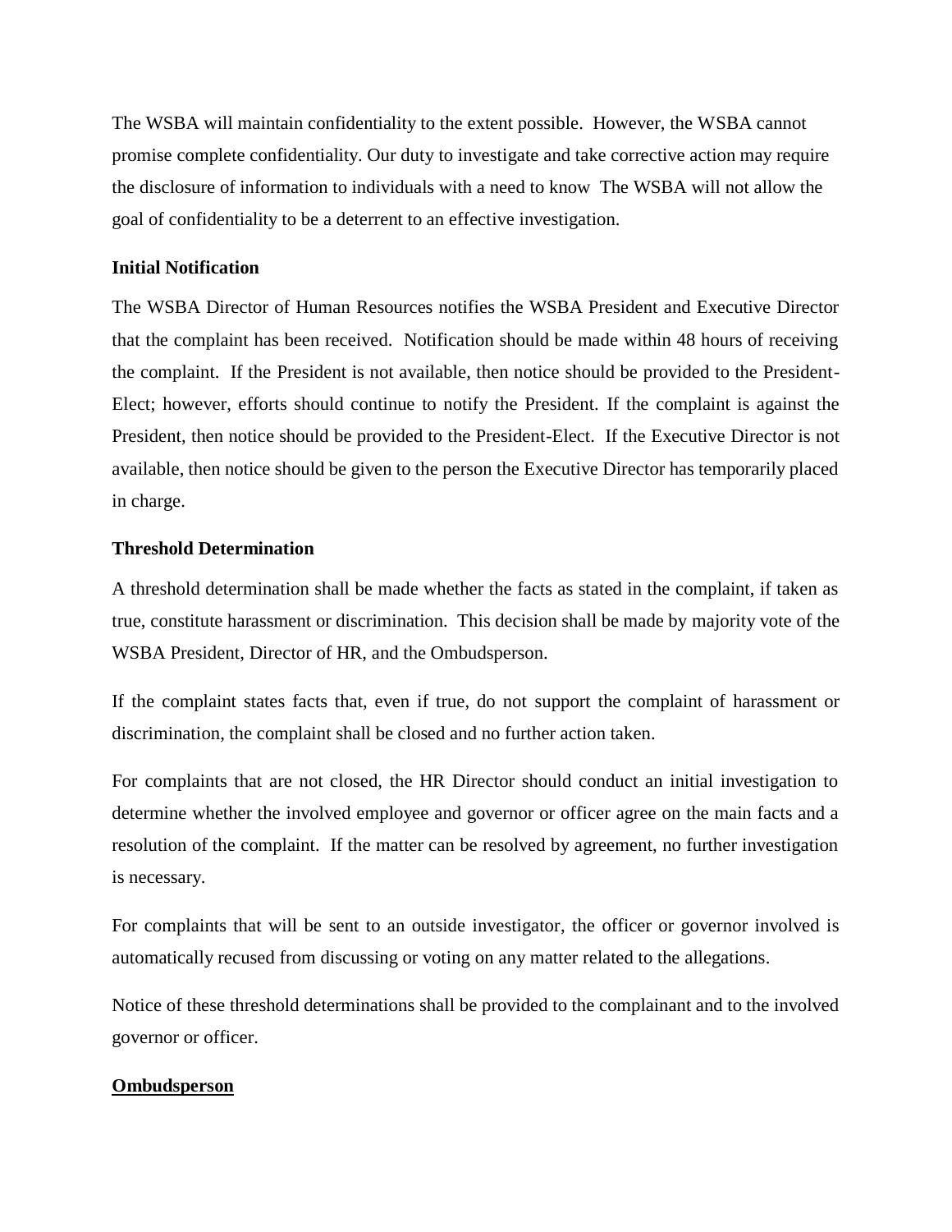The WSBA will maintain confidentiality to the extent possible. However, the WSBA cannot promise complete confidentiality. Our duty to investigate and take corrective action may require the disclosure of information to individuals with a need to know The WSBA will not allow the goal of confidentiality to be a deterrent to an effective investigation.

**Initial Notification**

The WSBA Director of Human Resources notifies the WSBA President and Executive Director that the complaint has been received. Notification should be made within 48 hours of receiving the complaint. If the President is not available, then notice should be provided to the President-Elect; however, efforts should continue to notify the President. If the complaint is against the President, then notice should be provided to the President-Elect. If the Executive Director is not available, then notice should be given to the person the Executive Director has temporarily placed in charge.

**Threshold Determination**

A threshold determination shall be made whether the facts as stated in the complaint, if taken as true, constitute harassment or discrimination. This decision shall be made by majority vote of the WSBA President, Director of HR, and the Ombudsperson.

If the complaint states facts that, even if true, do not support the complaint of harassment or discrimination, the complaint shall be closed and no further action taken.

For complaints that are not closed, the HR Director should conduct an initial investigation to determine whether the involved employee and governor or officer agree on the main facts and a resolution of the complaint. If the matter can be resolved by agreement, no further investigation is necessary.

For complaints that will be sent to an outside investigator, the officer or governor involved is automatically recused from discussing or voting on any matter related to the allegations.

Notice of these threshold determinations shall be provided to the complainant and to the involved governor or officer.

**Ombudsperson**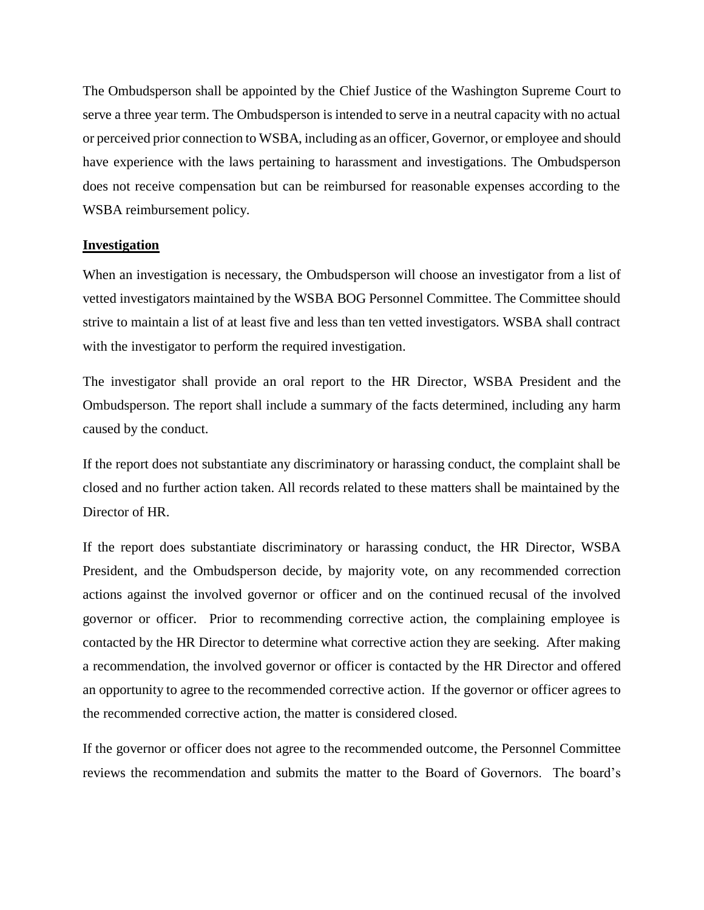The Ombudsperson shall be appointed by the Chief Justice of the Washington Supreme Court to serve a three year term. The Ombudsperson is intended to serve in a neutral capacity with no actual or perceived prior connection to WSBA, including as an officer, Governor, or employee and should have experience with the laws pertaining to harassment and investigations. The Ombudsperson does not receive compensation but can be reimbursed for reasonable expenses according to the WSBA reimbursement policy.

**Investigation**

When an investigation is necessary, the Ombudsperson will choose an investigator from a list of vetted investigators maintained by the WSBA BOG Personnel Committee. The Committee should strive to maintain a list of at least five and less than ten vetted investigators. WSBA shall contract with the investigator to perform the required investigation.

The investigator shall provide an oral report to the HR Director, WSBA President and the Ombudsperson. The report shall include a summary of the facts determined, including any harm caused by the conduct.

If the report does not substantiate any discriminatory or harassing conduct, the complaint shall be closed and no further action taken. All records related to these matters shall be maintained by the Director of HR.

If the report does substantiate discriminatory or harassing conduct, the HR Director, WSBA President, and the Ombudsperson decide, by majority vote, on any recommended correction actions against the involved governor or officer and on the continued recusal of the involved governor or officer. Prior to recommending corrective action, the complaining employee is contacted by the HR Director to determine what corrective action they are seeking. After making a recommendation, the involved governor or officer is contacted by the HR Director and offered an opportunity to agree to the recommended corrective action. If the governor or officer agrees to the recommended corrective action, the matter is considered closed.

If the governor or officer does not agree to the recommended outcome, the Personnel Committee reviews the recommendation and submits the matter to the Board of Governors. The board's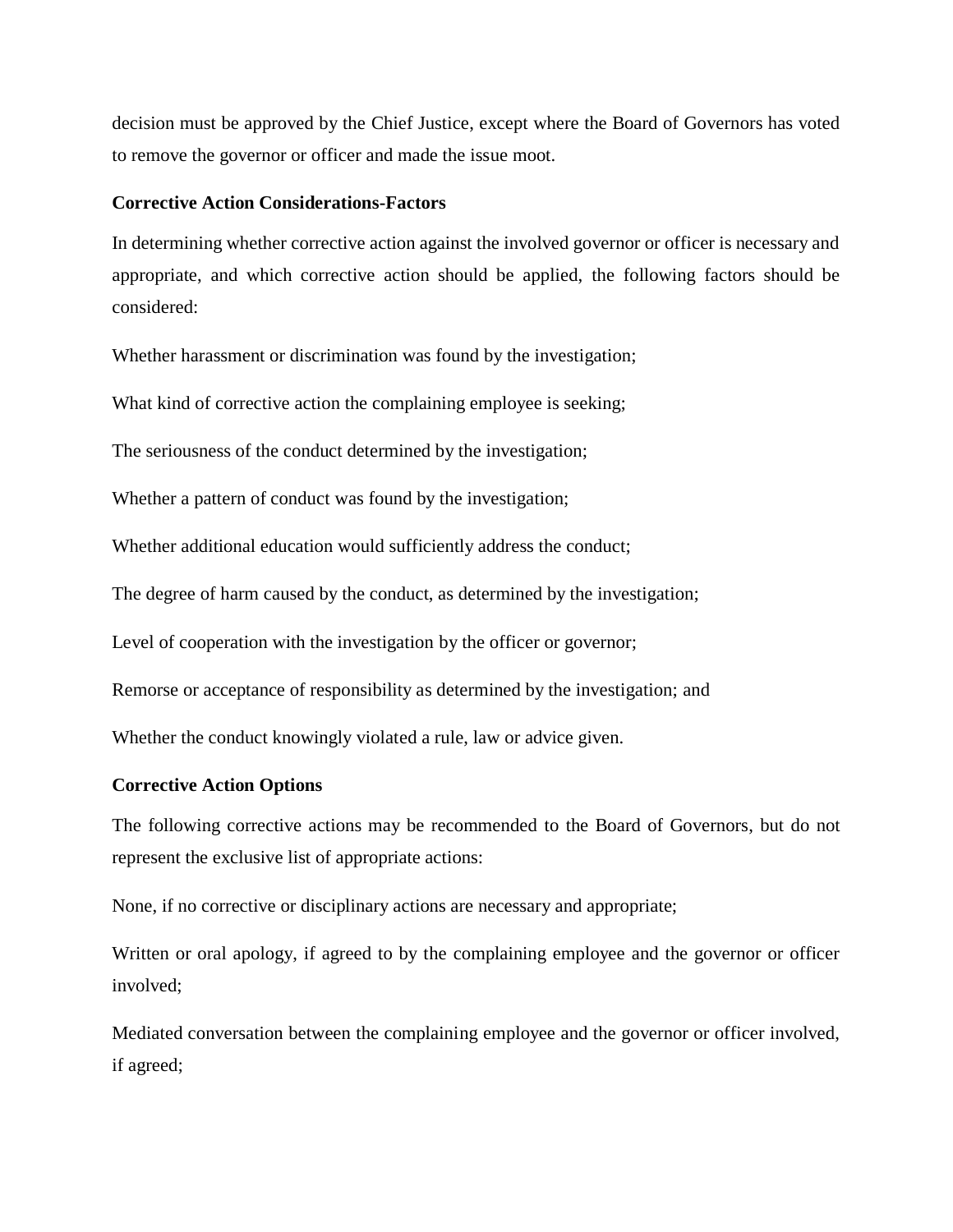decision must be approved by the Chief Justice, except where the Board of Governors has voted to remove the governor or officer and made the issue moot.

**Corrective Action Considerations-Factors**

In determining whether corrective action against the involved governor or officer is necessary and appropriate, and which corrective action should be applied, the following factors should be considered:

Whether harassment or discrimination was found by the investigation;

What kind of corrective action the complaining employee is seeking;

The seriousness of the conduct determined by the investigation;

Whether a pattern of conduct was found by the investigation;

Whether additional education would sufficiently address the conduct;

The degree of harm caused by the conduct, as determined by the investigation;

Level of cooperation with the investigation by the officer or governor;

Remorse or acceptance of responsibility as determined by the investigation; and

Whether the conduct knowingly violated a rule, law or advice given.

**Corrective Action Options**

The following corrective actions may be recommended to the Board of Governors, but do not represent the exclusive list of appropriate actions:

None, if no corrective or disciplinary actions are necessary and appropriate;

Written or oral apology, if agreed to by the complaining employee and the governor or officer involved;

Mediated conversation between the complaining employee and the governor or officer involved, if agreed;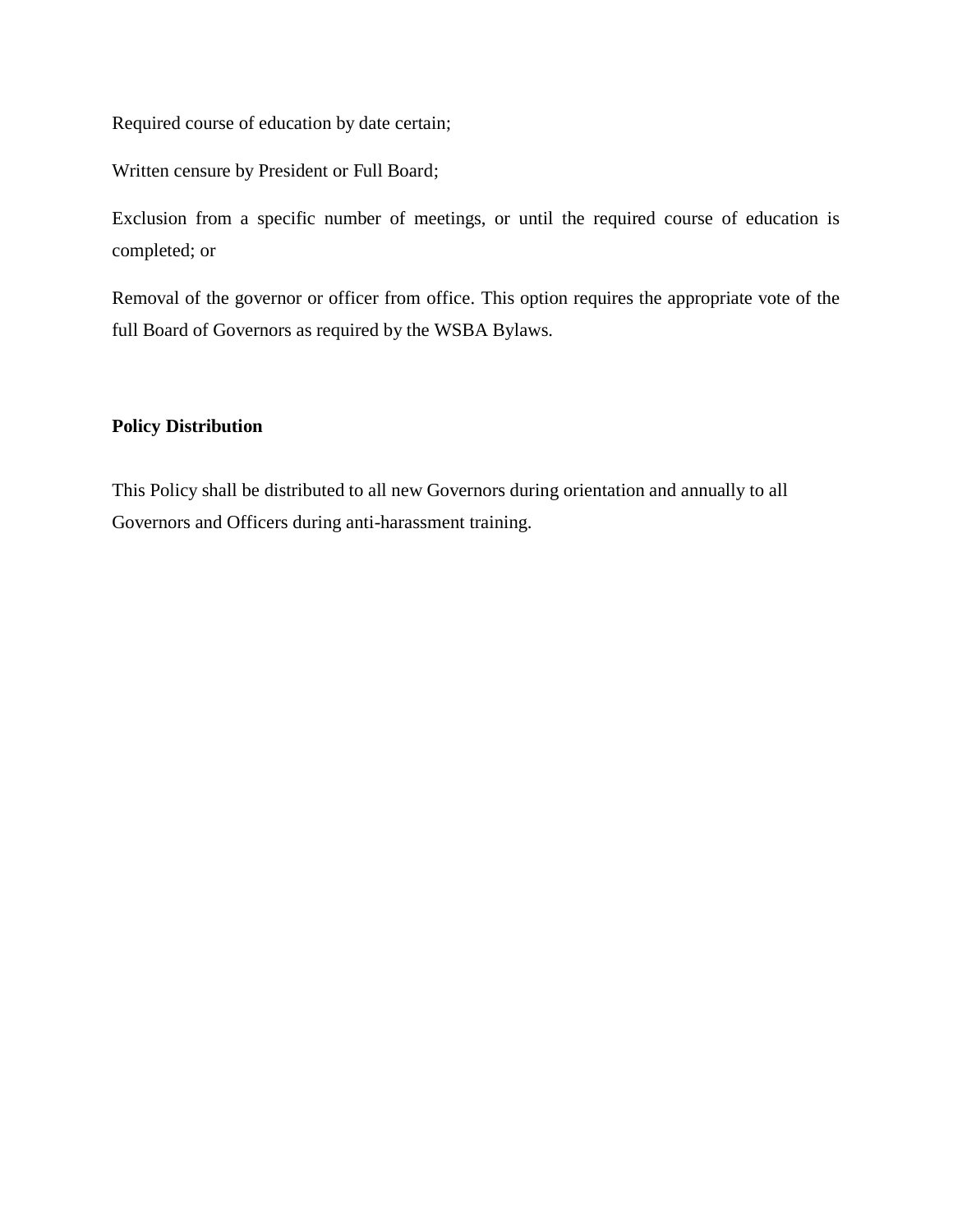Required course of education by date certain;

Written censure by President or Full Board;

Exclusion from a specific number of meetings, or until the required course of education is completed; or

Removal of the governor or officer from office. This option requires the appropriate vote of the full Board of Governors as required by the WSBA Bylaws.

**Policy Distribution**

This Policy shall be distributed to all new Governors during orientation and annually to all Governors and Officers during anti-harassment training.